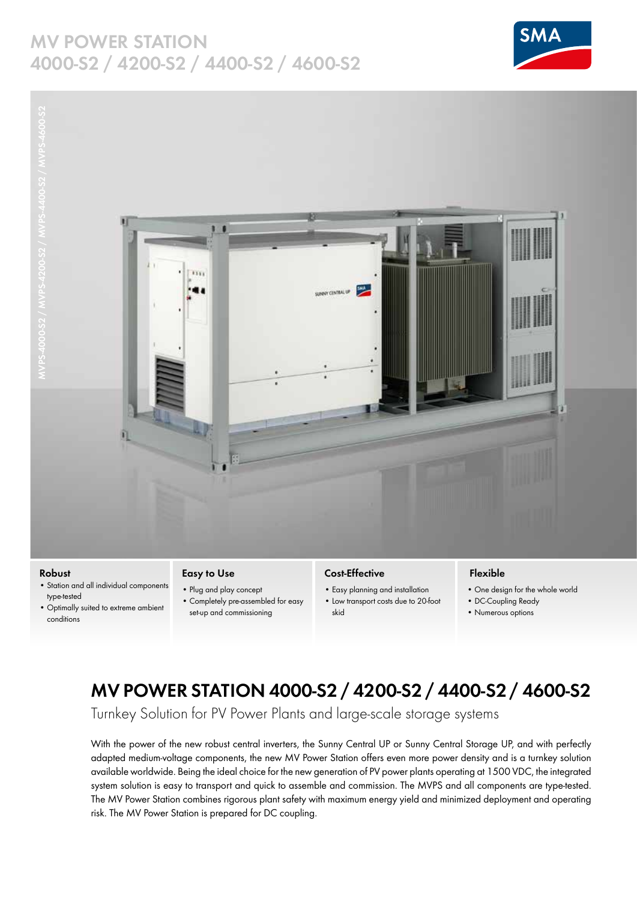# MV POWER STATION 4000-S2 / 4200-S2 / 4400-S2 / 4600-S2

MVPS-4000-S2 / MVPS-4200-S2 / MVPS-4400-S2 / MVPS-4600-S2

### Robust

- Station and all individual components type-tested
- Optimally suited to extreme ambient conditions

### Easy to Use

- Plug and play concept
- Completely pre-assembled for easy set-up and commissioning

### Cost-Effective

- Easy planning and installation
- Low transport costs due to 20-foot skid

### Flexible

- One design for the whole world
- DC-Coupling Ready
- Numerous options

## MV POWER STATION 4000-S2 / 4200-S2 / 4400-S2 / 4600-S2

Turnkey Solution for PV Power Plants and large-scale storage systems

With the power of the new robust central inverters, the Sunny Central UP or Sunny Central Storage UP, and with perfectly adapted medium-voltage components, the new MV Power Station offers even more power density and is a turnkey solution available worldwide. Being the ideal choice for the new generation of PV power plants operating at 1500 VDC, the integrated system solution is easy to transport and quick to assemble and commission. The MVPS and all components are type-tested. The MV Power Station combines rigorous plant safety with maximum energy yield and minimized deployment and operating risk. The MV Power Station is prepared for DC coupling.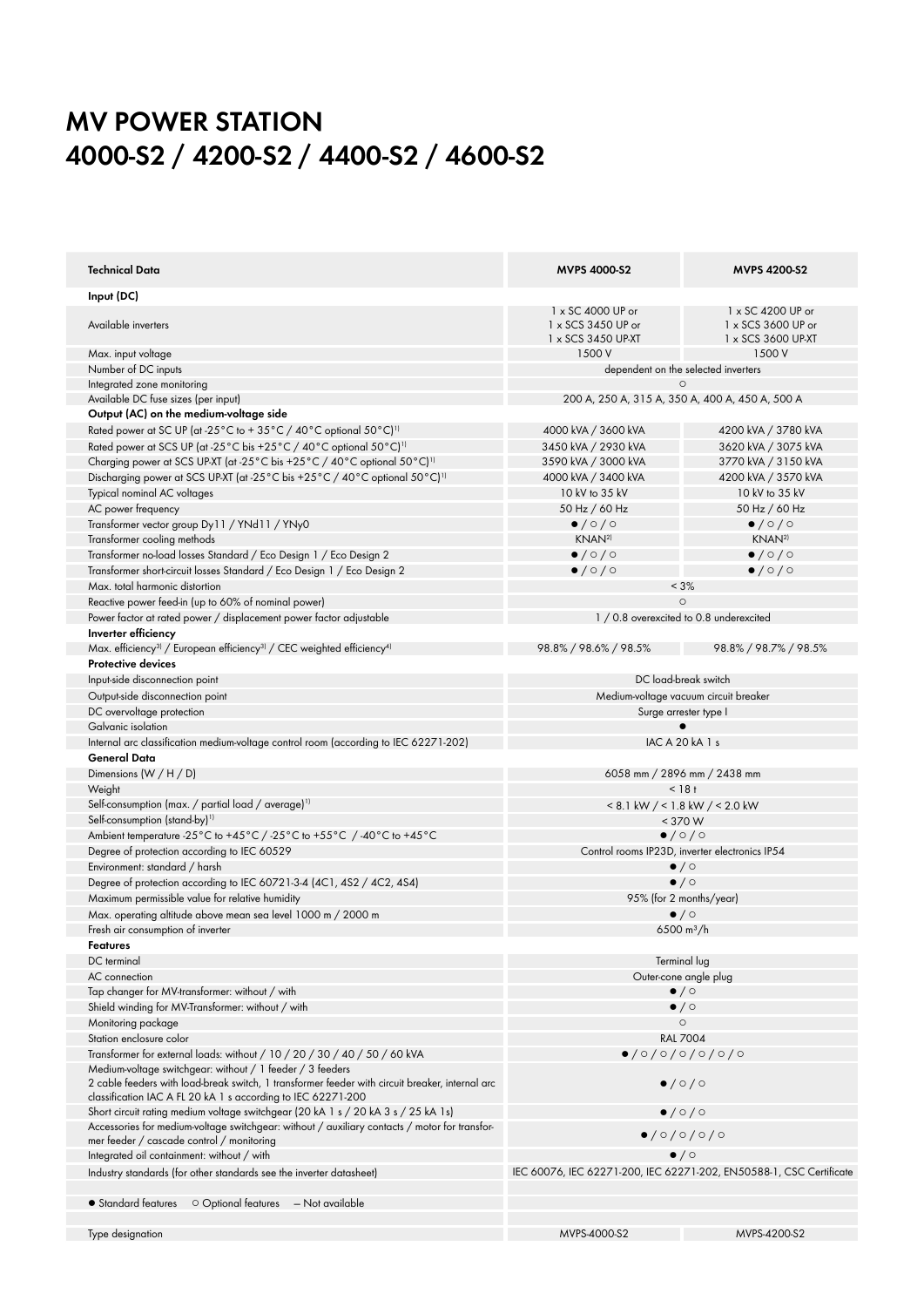# MV POWER STATION
# 4000-S2 / 4200-S2 / 4400-S2 / 4600-S2

| Technical Data | MVPS 4000-S2 | MVPS 4200-S2 |
|---|---|---|
| **Input (DC)** | | |
| Available inverters | 1 x SC 4000 UP or 1 x SCS 3450 UP or 1 x SCS 3450 UP-XT | 1 x SC 4200 UP or 1 x SCS 3600 UP or 1 x SCS 3600 UP-XT |
| Max. input voltage | 1500 V | 1500 V |
| Number of DC inputs | dependent on the selected inverters | |
| Integrated zone monitoring | ○ | |
| Available DC fuse sizes (per input) | 200 A, 250 A, 315 A, 350 A, 400 A, 450 A, 500 A | |
| **Output (AC) on the medium-voltage side** | | |
| Rated power at SC UP (at -25°C to + 35°C / 40°C optional 50°C)[1] | 4000 kVA / 3600 kVA | 4200 kVA / 3780 kVA |
| Rated power at SCS UP (at -25°C bis +25°C / 40°C optional 50°C)[1] | 3450 kVA / 2930 kVA | 3620 kVA / 3075 kVA |
| Charging power at SCS UP-XT (at -25°C bis +25°C / 40°C optional 50°C)[1] | 3590 kVA / 3000 kVA | 3770 kVA / 3150 kVA |
| Discharging power at SCS UP-XT (at -25°C bis +25°C / 40°C optional 50°C)[1] | 4000 kVA / 3400 kVA | 4200 kVA / 3570 kVA |
| Typical nominal AC voltages | 10 kV to 35 kV | 10 kV to 35 kV |
| AC power frequency | 50 Hz / 60 Hz | 50 Hz / 60 Hz |
| Transformer vector group Dy11 / YNd11 / YNy0 | ● / ○ / ○ | ● / ○ / ○ |
| Transformer cooling methods | KNAN[2] | KNAN[2] |
| Transformer no-load losses Standard / Eco Design 1 / Eco Design 2 | ● / ○ / ○ | ● / ○ / ○ |
| Transformer short-circuit losses Standard / Eco Design 1 / Eco Design 2 | ● / ○ / ○ | ● / ○ / ○ |
| Max. total harmonic distortion | < 3% | |
| Reactive power feed-in (up to 60% of nominal power) | ○ | |
| Power factor at rated power / displacement power factor adjustable | 1 / 0.8 overexcited to 0.8 underexcited | |
| **Inverter efficiency** | | |
| Max. efficiency[3] / European efficiency[3] / CEC weighted efficiency[4] | 98.8% / 98.6% / 98.5% | 98.8% / 98.7% / 98.5% |
| **Protective devices** | | |
| Input-side disconnection point | DC load-break switch | |
| Output-side disconnection point | Medium-voltage vacuum circuit breaker | |
| DC overvoltage protection | Surge arrester type I | |
| Galvanic isolation | ● | |
| Internal arc classification medium-voltage control room (according to IEC 62271-202) | IAC A 20 kA 1 s | |
| **General Data** | | |
| Dimensions (W / H / D) | 6058 mm / 2896 mm / 2438 mm | |
| Weight | < 18 t | |
| Self-consumption (max. / partial load / average)[1] | < 8.1 kW / < 1.8 kW / < 2.0 kW | |
| Self-consumption (stand-by)[1] | < 370 W | |
| Ambient temperature -25°C to +45°C / -25°C to +55°C / -40°C to +45°C | ● / ○ / ○ | |
| Degree of protection according to IEC 60529 | Control rooms IP23D, inverter electronics IP54 | |
| Environment: standard / harsh | ● / ○ | |
| Degree of protection according to IEC 60721-3-4 (4C1, 4S2 / 4C2, 4S4) | ● / ○ | |
| Maximum permissible value for relative humidity | 95% (for 2 months/year) | |
| Max. operating altitude above mean sea level 1000 m / 2000 m | ● / ○ | |
| Fresh air consumption of inverter | 6500 m³/h | |
| **Features** | | |
| DC terminal | Terminal lug | |
| AC connection | Outer-cone angle plug | |
| Tap changer for MV-transformer: without / with | ● / ○ | |
| Shield winding for MV-Transformer: without / with | ● / ○ | |
| Monitoring package | ○ | |
| Station enclosure color | RAL 7004 | |
| Transformer for external loads: without / 10 / 20 / 30 / 40 / 50 / 60 kVA | ● / ○ / ○ / ○ / ○ / ○ / ○ | |
| Medium-voltage switchgear: without / 1 feeder / 3 feeders 2 cable feeders with load-break switch, 1 transformer feeder with circuit breaker, internal arc classification IAC A FL 20 kA 1 s according to IEC 62271-200 | ● / ○ / ○ | |
| Short circuit rating medium voltage switchgear (20 kA 1 s / 20 kA 3 s / 25 kA 1s) | ● / ○ / ○ | |
| Accessories for medium-voltage switchgear: without / auxiliary contacts / motor for transformer feeder / cascade control / monitoring | ● / ○ / ○ / ○ / ○ | |
| Integrated oil containment: without / with | ● / ○ | |
| Industry standards (for other standards see the inverter datasheet) | IEC 60076, IEC 62271-200, IEC 62271-202, EN50588-1, CSC Certificate | |
| ● Standard features ○ Optional features – Not available | | |
| Type designation | MVPS-4000-S2 | MVPS-4200-S2 |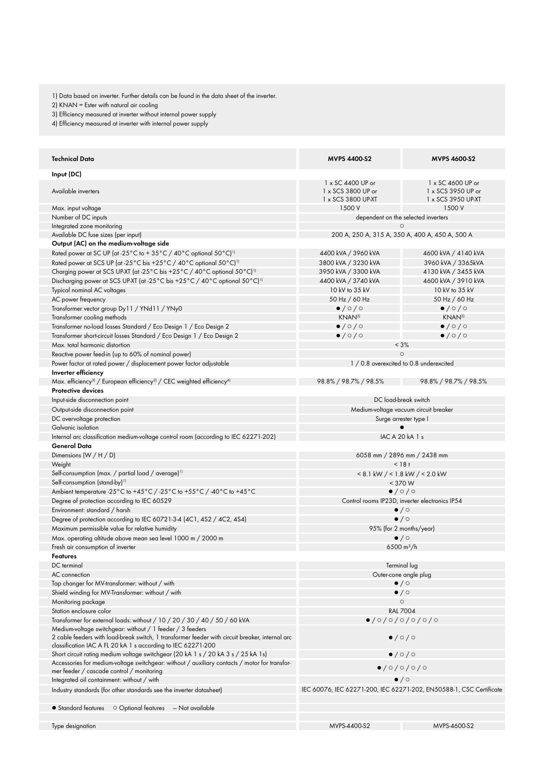1) Data based on inverter. Further details can be found in the data sheet of the inverter.
2) KNAN = Ester with natural air cooling
3) Efficiency measured at inverter without internal power supply
4) Efficiency measured at inverter with internal power supply

| Technical Data | MVPS 4400-S2 | MVPS 4600-S2 |
|---|---|---|
| **Input (DC)** | | |
| Available inverters | 1 x SC 4400 UP or 1 x SCS 3800 UP or 1 x SCS 3800 UP-XT | 1 x SC 4600 UP or 1 x SCS 3950 UP or 1 x SCS 3950 UP-XT |
| Max. input voltage | 1500 V | 1500 V |
| Number of DC inputs | dependent on the selected inverters | |
| Integrated zone monitoring | ○ | |
| Available DC fuse sizes (per input) | 200 A, 250 A, 315 A, 350 A, 400 A, 450 A, 500 A | |
| **Output (AC) on the medium-voltage side** | | |
| Rated power at SC UP (at -25°C to + 35°C / 40°C optional 50°C)[1] | 4400 kVA / 3960 kVA | 4600 kVA / 4140 kVA |
| Rated power at SCS UP (at -25°C bis +25°C / 40°C optional 50°C)[1] | 3800 kVA / 3230 kVA | 3960 kVA / 3365kVA |
| Charging power at SCS UP-XT (at -25°C bis +25°C / 40°C optional 50°C)[1] | 3950 kVA / 3300 kVA | 4130 kVA / 3455 kVA |
| Discharging power at SCS UP-XT (at -25°C bis +25°C / 40°C optional 50°C)[1] | 4400 kVA / 3740 kVA | 4600 kVA / 3910 kVA |
| Typical nominal AC voltages | 10 kV to 35 kV | 10 kV to 35 kV |
| AC power frequency | 50 Hz / 60 Hz | 50 Hz / 60 Hz |
| Transformer vector group Dy11 / YNd11 / YNy0 | ● / ○ / ○ | ● / ○ / ○ |
| Transformer cooling methods | KNAN[2] | KNAN[2] |
| Transformer no-load losses Standard / Eco Design 1 / Eco Design 2 | ● / ○ / ○ | ● / ○ / ○ |
| Transformer short-circuit losses Standard / Eco Design 1 / Eco Design 2 | ● / ○ / ○ | ● / ○ / ○ |
| Max. total harmonic distortion | < 3% | |
| Reactive power feed-in (up to 60% of nominal power) | ○ | |
| Power factor at rated power / displacement power factor adjustable | 1 / 0.8 overexcited to 0.8 underexcited | |
| **Inverter efficiency** | | |
| Max. efficiency[3] / European efficiency[3] / CEC weighted efficiency[4] | 98.8% / 98.7% / 98.5% | 98.8% / 98.7% / 98.5% |
| **Protective devices** | | |
| Input-side disconnection point | DC load-break switch | |
| Output-side disconnection point | Medium-voltage vacuum circuit breaker | |
| DC overvoltage protection | Surge arrester type I | |
| Galvanic isolation | ● | |
| Internal arc classification medium-voltage control room (according to IEC 62271-202) | IAC A 20 kA 1 s | |
| **General Data** | | |
| Dimensions (W / H / D) | 6058 mm / 2896 mm / 2438 mm | |
| Weight | < 18 t | |
| Self-consumption (max. / partial load / average)[1] | < 8.1 kW / < 1.8 kW / < 2.0 kW | |
| Self-consumption (stand-by)[1] | < 370 W | |
| Ambient temperature -25°C to +45°C / -25°C to +55°C / -40°C to +45°C | ● / ○ / ○ | |
| Degree of protection according to IEC 60529 | Control rooms IP23D, inverter electronics IP54 | |
| Environment: standard / harsh | ● / ○ | |
| Degree of protection according to IEC 60721-3-4 (4C1, 4S2 / 4C2, 4S4) | ● / ○ | |
| Maximum permissible value for relative humidity | 95% (for 2 months/year) | |
| Max. operating altitude above mean sea level 1000 m / 2000 m | ● / ○ | |
| Fresh air consumption of inverter | 6500 m³/h | |
| **Features** | | |
| DC terminal | Terminal lug | |
| AC connection | Outer-cone angle plug | |
| Tap changer for MV-transformer: without / with | ● / ○ | |
| Shield winding for MV-Transformer: without / with | ● / ○ | |
| Monitoring package | ○ | |
| Station enclosure color | RAL 7004 | |
| Transformer for external loads: without / 10 / 20 / 30 / 40 / 50 / 60 kVA | ● / ○ / ○ / ○ / ○ / ○ / ○ | |
| Medium-voltage switchgear: without / 1 feeder / 3 feeders 2 cable feeders with load-break switch, 1 transformer feeder with circuit breaker, internal arc classification IAC A FL 20 kA 1 s according to IEC 62271-200 | ● / ○ / ○ | |
| Short circuit rating medium voltage switchgear (20 kA 1 s / 20 kA 3 s / 25 kA 1s) | ● / ○ / ○ | |
| Accessories for medium-voltage switchgear: without / auxiliary contacts / motor for transformer feeder / cascade control / monitoring | ● / ○ / ○ / ○ / ○ | |
| Integrated oil containment: without / with | ● / ○ | |
| Industry standards (for other standards see the inverter datasheet) | IEC 60076, IEC 62271-200, IEC 62271-202, EN50588-1, CSC Certificate | |
| ● Standard features ○ Optional features — Not available | | |
| Type designation | MVPS-4400-S2 | MVPS-4600-S2 |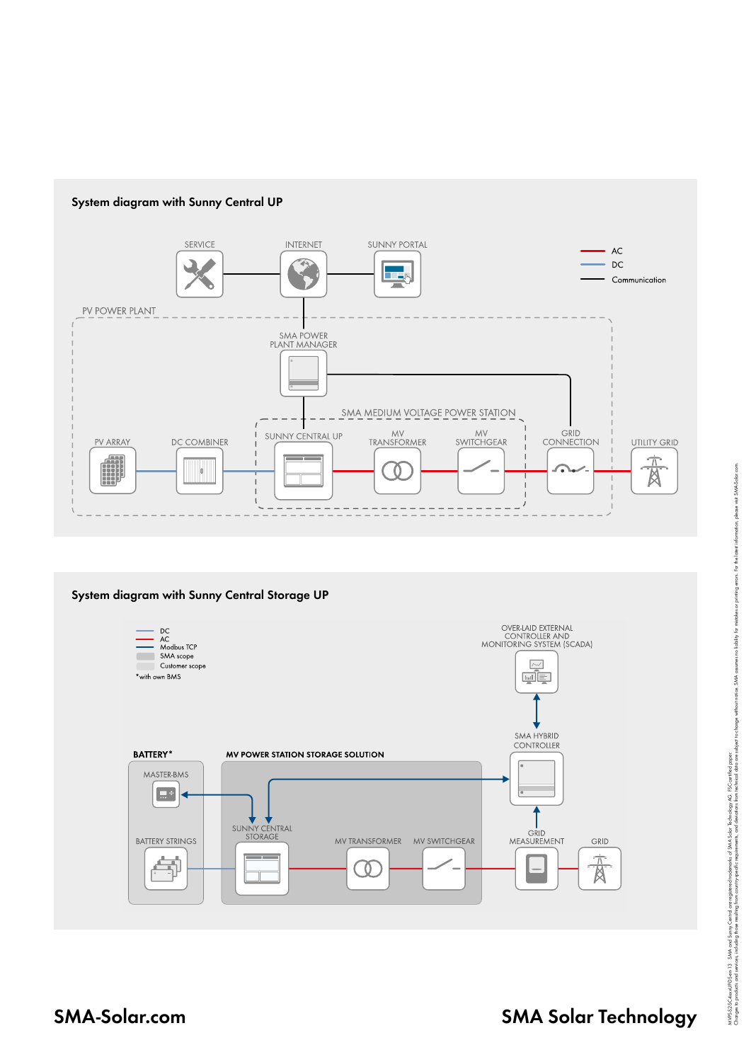## System diagram with Sunny Central UP

SERVICE
INTERNET
SUNNY PORTAL

AC
DC
Communication

PV POWER PLANT

SMA POWER PLANT MANAGER

SMA MEDIUM VOLTAGE POWER STATION

PV ARRAY
DC COMBINER
SUNNY CENTRAL UP
MV TRANSFORMER
MV SWITCHGEAR
GRID CONNECTION
UTILITY GRID

## System diagram with Sunny Central Storage UP

DC
AC
Modbus TCP
SMA scope
Customer scope
*with own BMS

OVER-LAID EXTERNAL CONTROLLER AND MONITORING SYSTEM (SCADA)

SMA HYBRID CONTROLLER

BATTERY*

MV POWER STATION STORAGE SOLUTION

MASTER-BMS

BATTERY STRINGS

SUNNY CENTRAL STORAGE

MV TRANSFORMER

MV SWITCHGEAR

GRID MEASUREMENT

GRID

**SMA-Solar.com**

**SMA Solar Technology**

MVPS-S2-SCxxxUP-DS-en-13 · SMA and Sunny Central are registered trademarks of SMA Solar Technology AG. FSC-certified paper. Changes to products and services, including those resulting from country-specific requirements, and deviations from technical data are subject to change without notice. SMA assumes no liability for mistakes or printing errors. For the latest information, please visit SMA-Solar.com